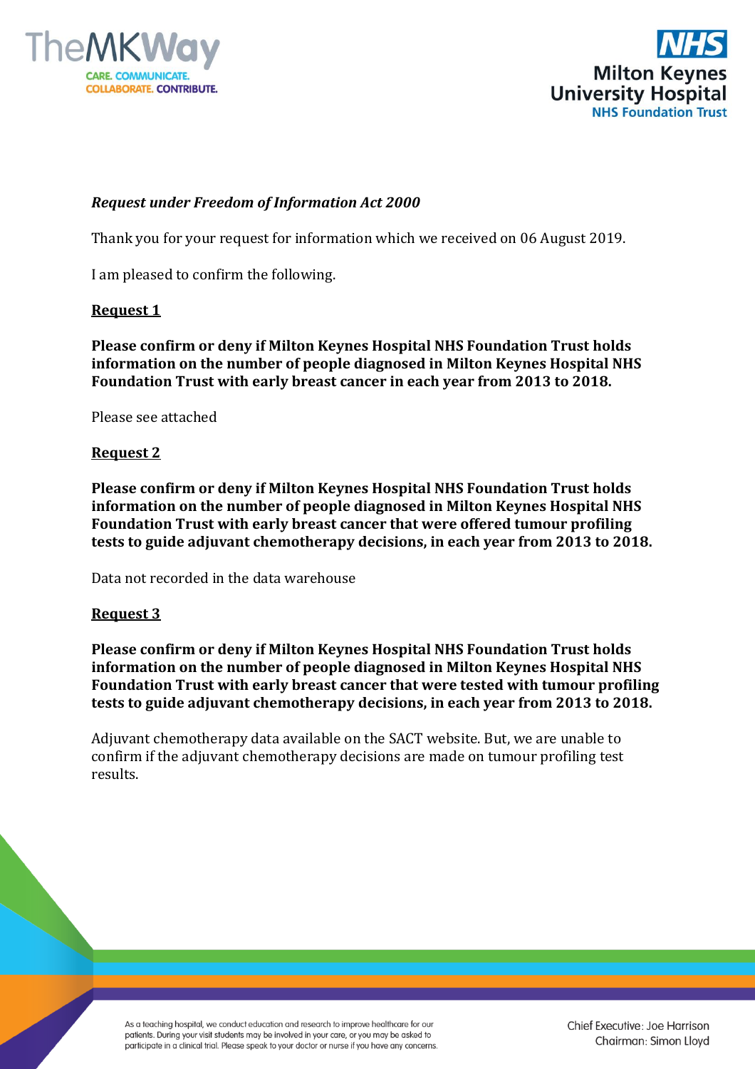*Request under Freedom of Information Act 2000*

Thank you for your request for information which we received on 06 August 2019.

I am pleased to confirm the following.

**Request 1**

**Please confirm or deny if Milton Keynes Hospital NHS Foundation Trust holds information on the number of people diagnosed in Milton Keynes Hospital NHS Foundation Trust with early breast cancer in each year from 2013 to 2018.**

Please see attached

**Request 2**

**Please confirm or deny if Milton Keynes Hospital NHS Foundation Trust holds information on the number of people diagnosed in Milton Keynes Hospital NHS Foundation Trust with early breast cancer that were offered tumour profiling tests to guide adjuvant chemotherapy decisions, in each year from 2013 to 2018.**

Data not recorded in the data warehouse

**Request 3**

**Please confirm or deny if Milton Keynes Hospital NHS Foundation Trust holds information on the number of people diagnosed in Milton Keynes Hospital NHS Foundation Trust with early breast cancer that were tested with tumour profiling tests to guide adjuvant chemotherapy decisions, in each year from 2013 to 2018.**

Adjuvant chemotherapy data available on the SACT website. But, we are unable to confirm if the adjuvant chemotherapy decisions are made on tumour profiling test results.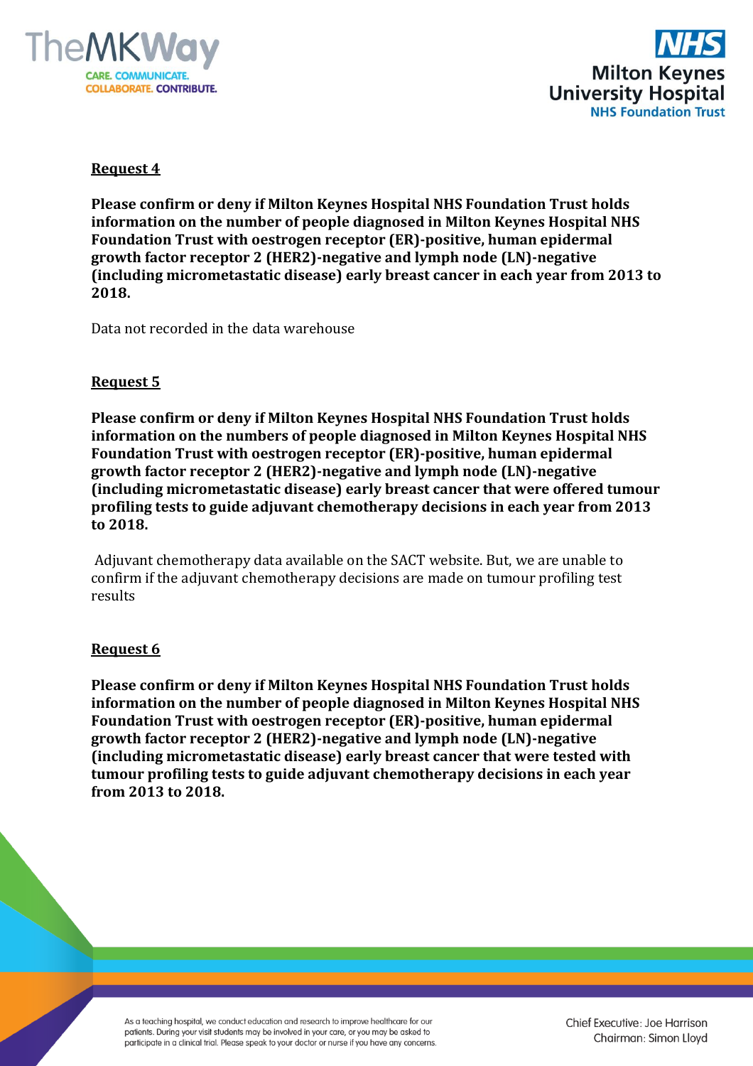**Request 4**

**Please confirm or deny if Milton Keynes Hospital NHS Foundation Trust holds information on the number of people diagnosed in Milton Keynes Hospital NHS Foundation Trust with oestrogen receptor (ER)-positive, human epidermal growth factor receptor 2 (HER2)-negative and lymph node (LN)-negative (including micrometastatic disease) early breast cancer in each year from 2013 to 2018.**

Data not recorded in the data warehouse

**Request 5**

**Please confirm or deny if Milton Keynes Hospital NHS Foundation Trust holds information on the numbers of people diagnosed in Milton Keynes Hospital NHS Foundation Trust with oestrogen receptor (ER)-positive, human epidermal growth factor receptor 2 (HER2)-negative and lymph node (LN)-negative (including micrometastatic disease) early breast cancer that were offered tumour profiling tests to guide adjuvant chemotherapy decisions in each year from 2013 to 2018.**

Adjuvant chemotherapy data available on the SACT website. But, we are unable to confirm if the adjuvant chemotherapy decisions are made on tumour profiling test results

**Request 6**

**Please confirm or deny if Milton Keynes Hospital NHS Foundation Trust holds information on the number of people diagnosed in Milton Keynes Hospital NHS Foundation Trust with oestrogen receptor (ER)-positive, human epidermal growth factor receptor 2 (HER2)-negative and lymph node (LN)-negative (including micrometastatic disease) early breast cancer that were tested with tumour profiling tests to guide adjuvant chemotherapy decisions in each year from 2013 to 2018.**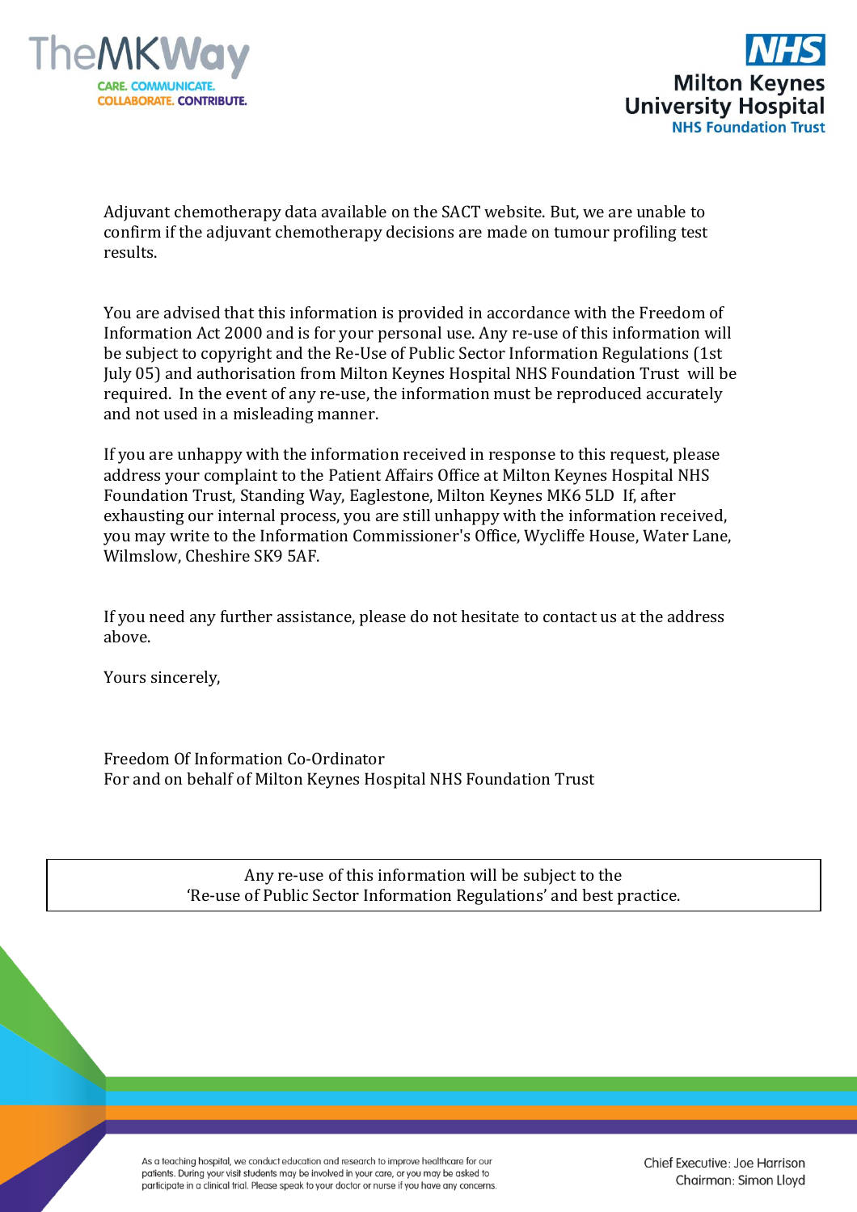Adjuvant chemotherapy data available on the SACT website. But, we are unable to confirm if the adjuvant chemotherapy decisions are made on tumour profiling test results.

You are advised that this information is provided in accordance with the Freedom of Information Act 2000 and is for your personal use. Any re-use of this information will be subject to copyright and the Re-Use of Public Sector Information Regulations (1st July 05) and authorisation from Milton Keynes Hospital NHS Foundation Trust will be required. In the event of any re-use, the information must be reproduced accurately and not used in a misleading manner.

If you are unhappy with the information received in response to this request, please address your complaint to the Patient Affairs Office at Milton Keynes Hospital NHS Foundation Trust, Standing Way, Eaglestone, Milton Keynes MK6 5LD If, after exhausting our internal process, you are still unhappy with the information received, you may write to the Information Commissioner's Office, Wycliffe House, Water Lane, Wilmslow, Cheshire SK9 5AF.

If you need any further assistance, please do not hesitate to contact us at the address above.

Yours sincerely,

Freedom Of Information Co-Ordinator
For and on behalf of Milton Keynes Hospital NHS Foundation Trust

Any re-use of this information will be subject to the
'Re-use of Public Sector Information Regulations' and best practice.